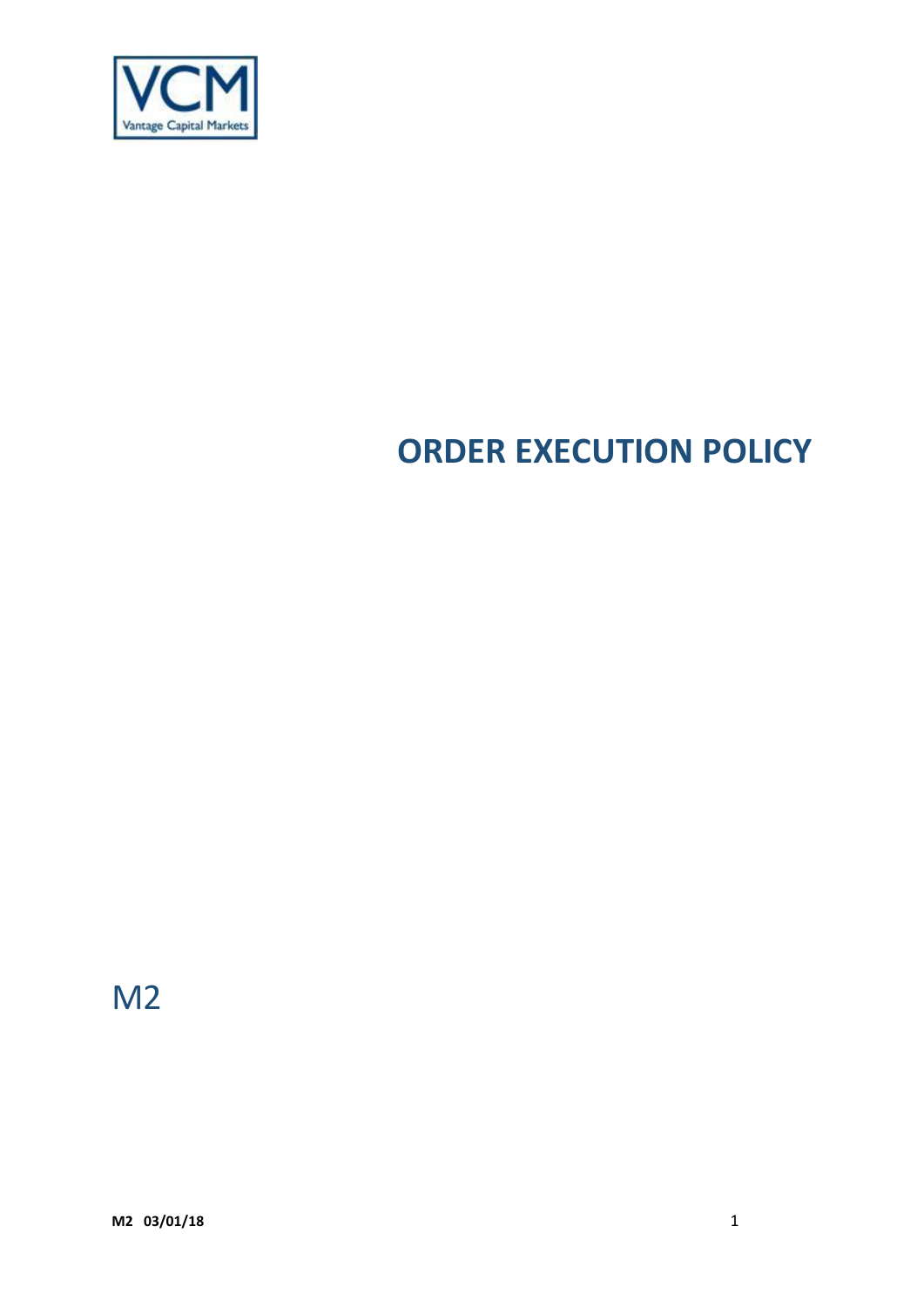VCM

Vantage Capital Markets

# ORDER EXECUTION POLICY

M2

M2 03/01/18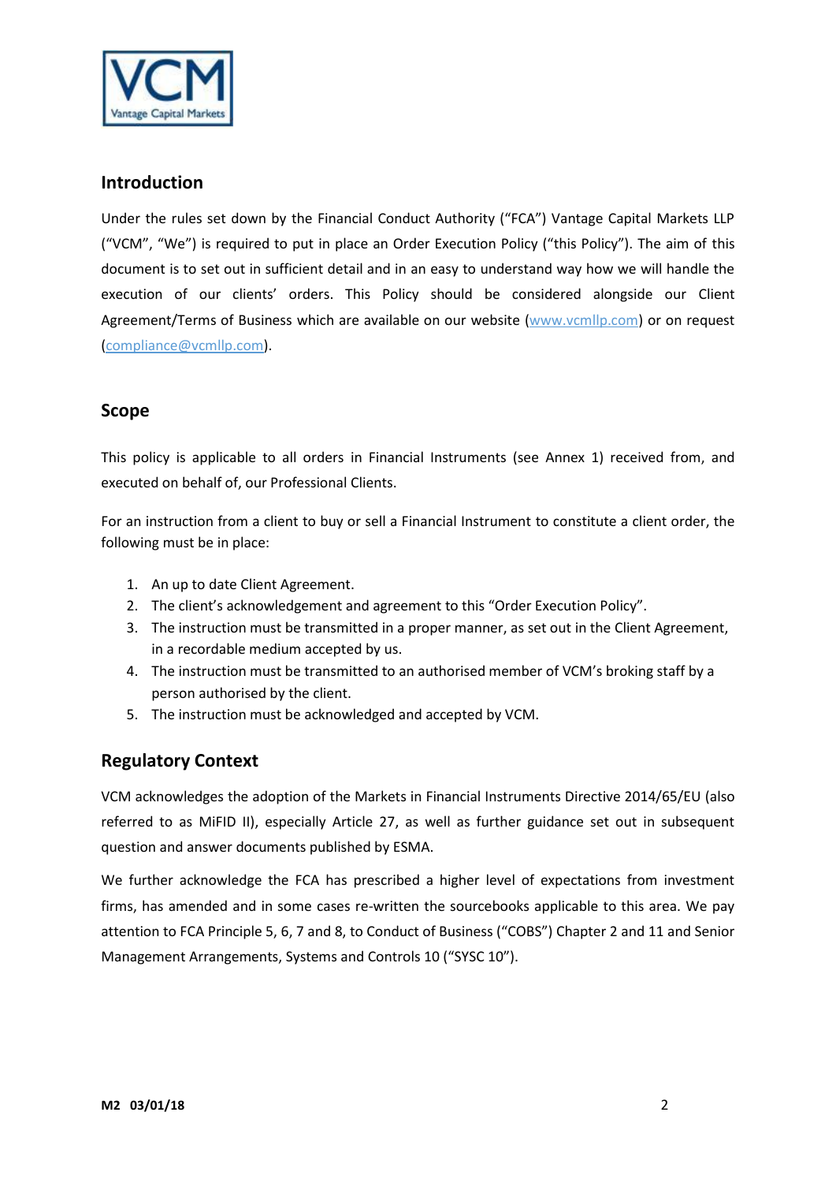## Introduction

Under the rules set down by the Financial Conduct Authority ("FCA") Vantage Capital Markets LLP ("VCM", "We") is required to put in place an Order Execution Policy ("this Policy"). The aim of this document is to set out in sufficient detail and in an easy to understand way how we will handle the execution of our clients' orders. This Policy should be considered alongside our Client Agreement/Terms of Business which are available on our website ([www.vcmllp.com](www.vcmllp.com)) or on request ([compliance@vcmllp.com](mailto:compliance@vcmllp.com)).

## Scope

This policy is applicable to all orders in Financial Instruments (see Annex 1) received from, and executed on behalf of, our Professional Clients.

For an instruction from a client to buy or sell a Financial Instrument to constitute a client order, the following must be in place:

1. An up to date Client Agreement.
2. The client's acknowledgement and agreement to this "Order Execution Policy".
3. The instruction must be transmitted in a proper manner, as set out in the Client Agreement, in a recordable medium accepted by us.
4. The instruction must be transmitted to an authorised member of VCM's broking staff by a person authorised by the client.
5. The instruction must be acknowledged and accepted by VCM.

## Regulatory Context

VCM acknowledges the adoption of the Markets in Financial Instruments Directive 2014/65/EU (also referred to as MiFID II), especially Article 27, as well as further guidance set out in subsequent question and answer documents published by ESMA.

We further acknowledge the FCA has prescribed a higher level of expectations from investment firms, has amended and in some cases re-written the sourcebooks applicable to this area. We pay attention to FCA Principle 5, 6, 7 and 8, to Conduct of Business ("COBS") Chapter 2 and 11 and Senior Management Arrangements, Systems and Controls 10 ("SYSC 10").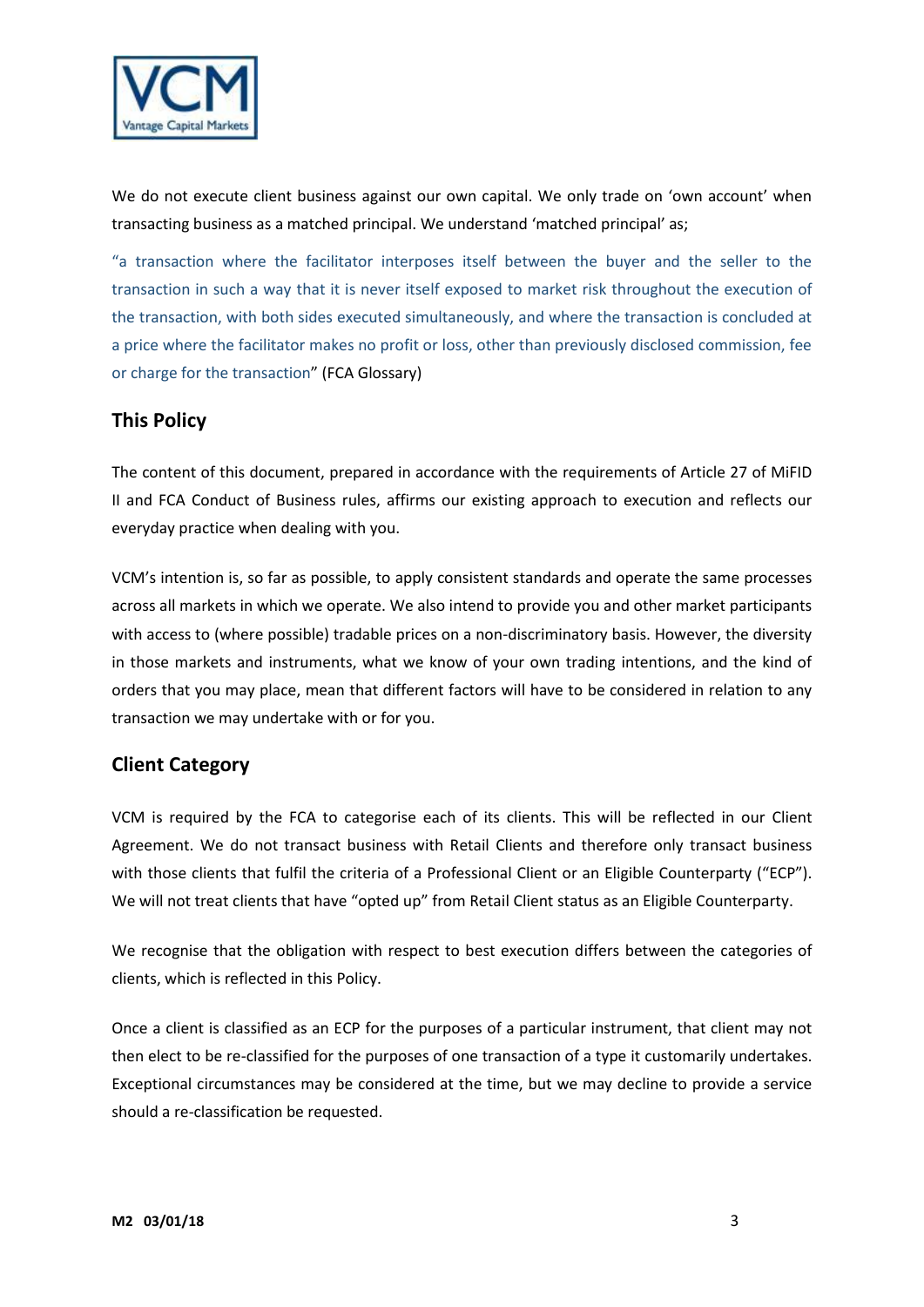We do not execute client business against our own capital. We only trade on 'own account' when transacting business as a matched principal. We understand 'matched principal' as;

"a transaction where the facilitator interposes itself between the buyer and the seller to the transaction in such a way that it is never itself exposed to market risk throughout the execution of the transaction, with both sides executed simultaneously, and where the transaction is concluded at a price where the facilitator makes no profit or loss, other than previously disclosed commission, fee or charge for the transaction" (FCA Glossary)

## This Policy

The content of this document, prepared in accordance with the requirements of Article 27 of MiFID II and FCA Conduct of Business rules, affirms our existing approach to execution and reflects our everyday practice when dealing with you.

VCM's intention is, so far as possible, to apply consistent standards and operate the same processes across all markets in which we operate. We also intend to provide you and other market participants with access to (where possible) tradable prices on a non-discriminatory basis. However, the diversity in those markets and instruments, what we know of your own trading intentions, and the kind of orders that you may place, mean that different factors will have to be considered in relation to any transaction we may undertake with or for you.

## Client Category

VCM is required by the FCA to categorise each of its clients. This will be reflected in our Client Agreement. We do not transact business with Retail Clients and therefore only transact business with those clients that fulfil the criteria of a Professional Client or an Eligible Counterparty ("ECP"). We will not treat clients that have "opted up" from Retail Client status as an Eligible Counterparty.

We recognise that the obligation with respect to best execution differs between the categories of clients, which is reflected in this Policy.

Once a client is classified as an ECP for the purposes of a particular instrument, that client may not then elect to be re-classified for the purposes of one transaction of a type it customarily undertakes. Exceptional circumstances may be considered at the time, but we may decline to provide a service should a re-classification be requested.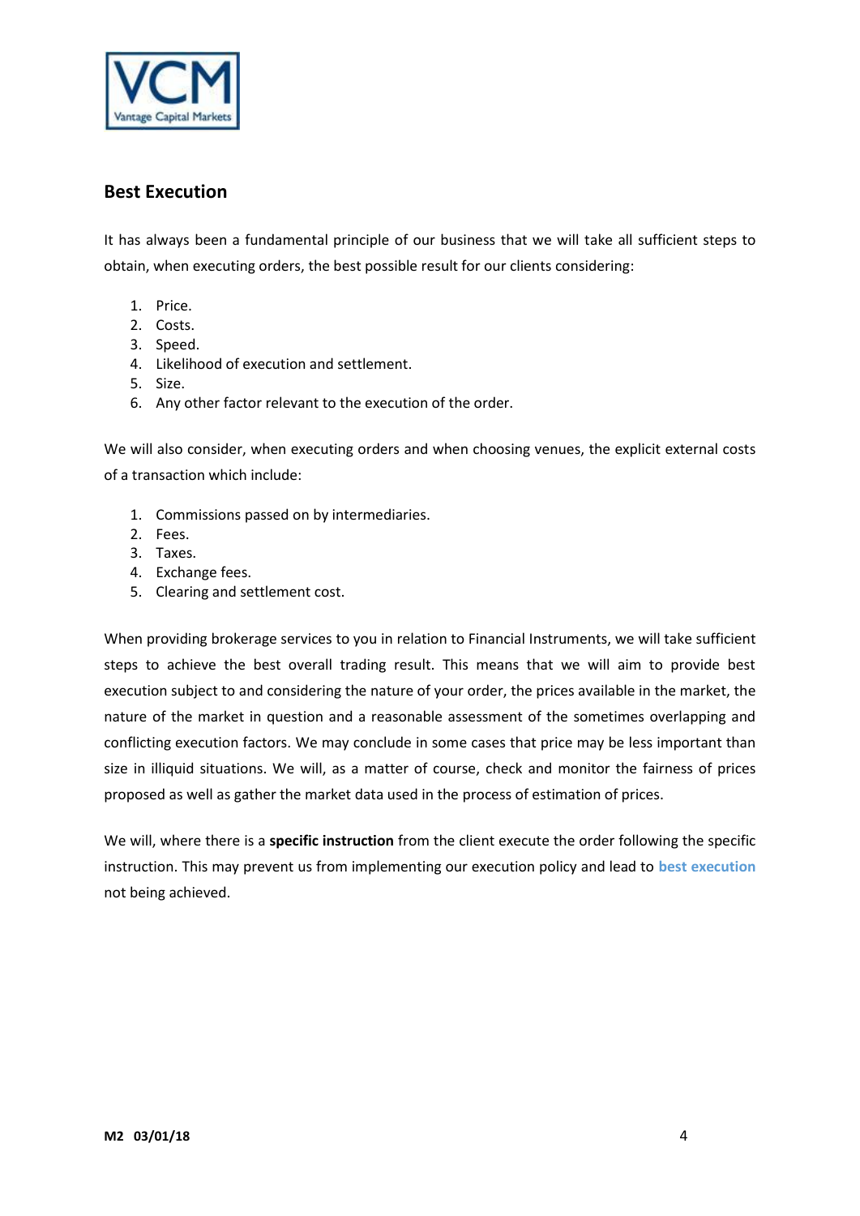## Best Execution

It has always been a fundamental principle of our business that we will take all sufficient steps to obtain, when executing orders, the best possible result for our clients considering:

1. Price.
2. Costs.
3. Speed.
4. Likelihood of execution and settlement.
5. Size.
6. Any other factor relevant to the execution of the order.

We will also consider, when executing orders and when choosing venues, the explicit external costs of a transaction which include:

1. Commissions passed on by intermediaries.
2. Fees.
3. Taxes.
4. Exchange fees.
5. Clearing and settlement cost.

When providing brokerage services to you in relation to Financial Instruments, we will take sufficient steps to achieve the best overall trading result. This means that we will aim to provide best execution subject to and considering the nature of your order, the prices available in the market, the nature of the market in question and a reasonable assessment of the sometimes overlapping and conflicting execution factors. We may conclude in some cases that price may be less important than size in illiquid situations. We will, as a matter of course, check and monitor the fairness of prices proposed as well as gather the market data used in the process of estimation of prices.

We will, where there is a **specific instruction** from the client execute the order following the specific instruction. This may prevent us from implementing our execution policy and lead to **best execution** not being achieved.

**M2 03/01/18**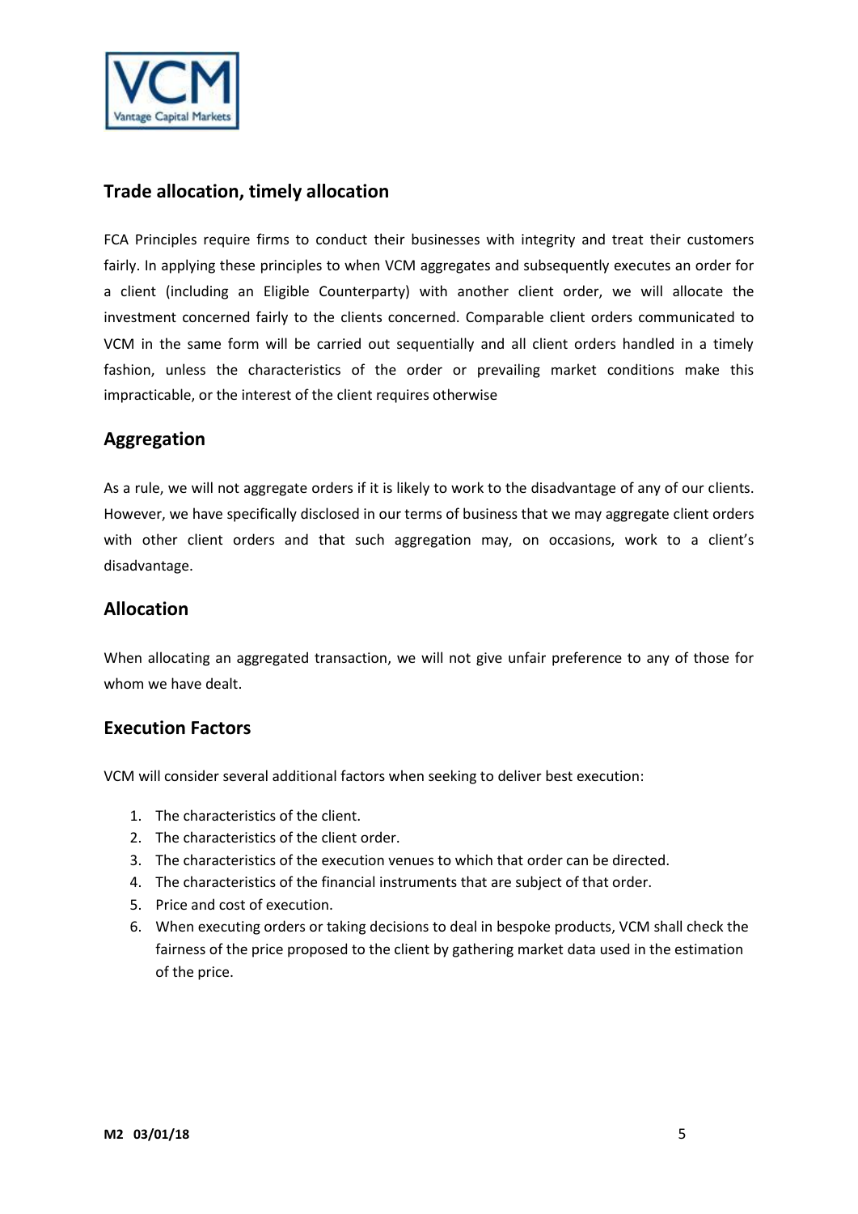## Trade allocation, timely allocation

FCA Principles require firms to conduct their businesses with integrity and treat their customers fairly. In applying these principles to when VCM aggregates and subsequently executes an order for a client (including an Eligible Counterparty) with another client order, we will allocate the investment concerned fairly to the clients concerned. Comparable client orders communicated to VCM in the same form will be carried out sequentially and all client orders handled in a timely fashion, unless the characteristics of the order or prevailing market conditions make this impracticable, or the interest of the client requires otherwise

## Aggregation

As a rule, we will not aggregate orders if it is likely to work to the disadvantage of any of our clients. However, we have specifically disclosed in our terms of business that we may aggregate client orders with other client orders and that such aggregation may, on occasions, work to a client's disadvantage.

## Allocation

When allocating an aggregated transaction, we will not give unfair preference to any of those for whom we have dealt.

## Execution Factors

VCM will consider several additional factors when seeking to deliver best execution:

1. The characteristics of the client.
2. The characteristics of the client order.
3. The characteristics of the execution venues to which that order can be directed.
4. The characteristics of the financial instruments that are subject of that order.
5. Price and cost of execution.
6. When executing orders or taking decisions to deal in bespoke products, VCM shall check the fairness of the price proposed to the client by gathering market data used in the estimation of the price.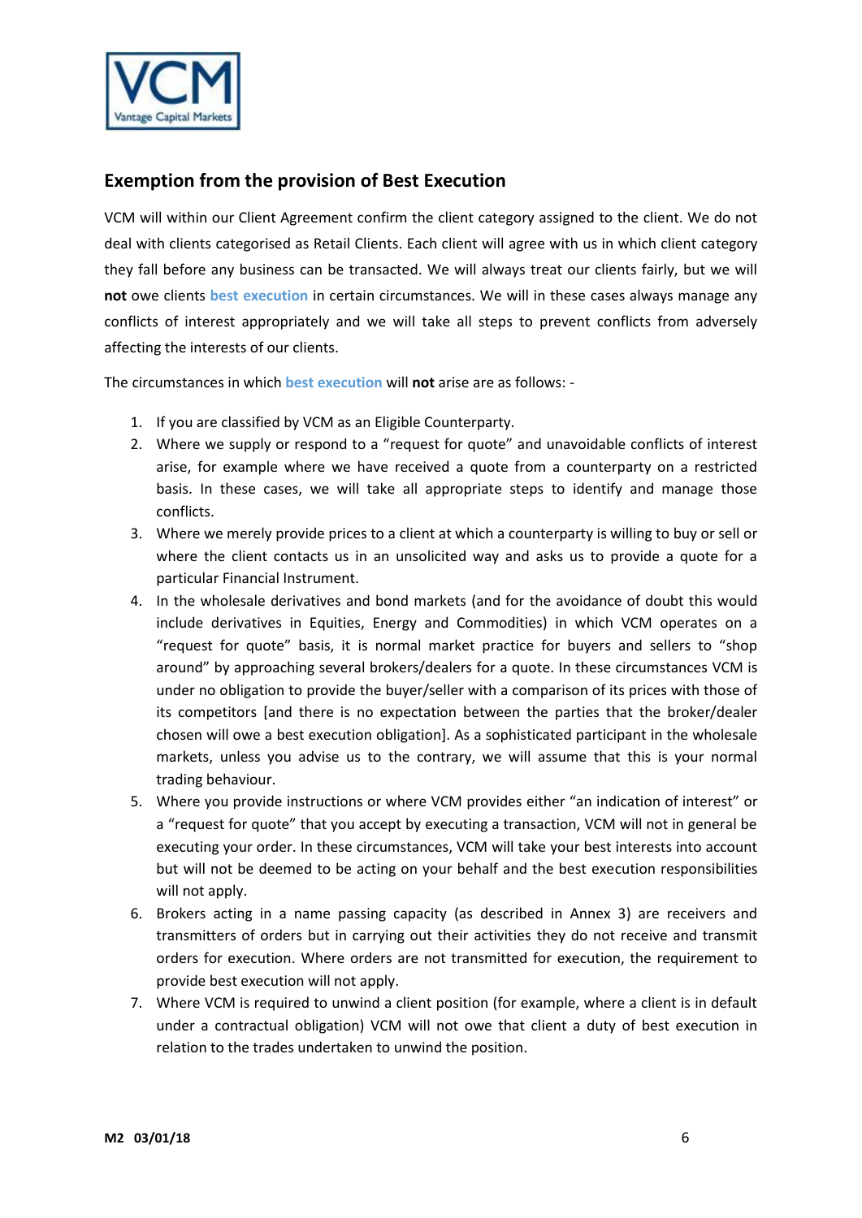## Exemption from the provision of Best Execution

VCM will within our Client Agreement confirm the client category assigned to the client. We do not deal with clients categorised as Retail Clients. Each client will agree with us in which client category they fall before any business can be transacted. We will always treat our clients fairly, but we will **not** owe clients **best execution** in certain circumstances. We will in these cases always manage any conflicts of interest appropriately and we will take all steps to prevent conflicts from adversely affecting the interests of our clients.

The circumstances in which **best execution** will **not** arise are as follows: -

1. If you are classified by VCM as an Eligible Counterparty.
2. Where we supply or respond to a "request for quote" and unavoidable conflicts of interest arise, for example where we have received a quote from a counterparty on a restricted basis. In these cases, we will take all appropriate steps to identify and manage those conflicts.
3. Where we merely provide prices to a client at which a counterparty is willing to buy or sell or where the client contacts us in an unsolicited way and asks us to provide a quote for a particular Financial Instrument.
4. In the wholesale derivatives and bond markets (and for the avoidance of doubt this would include derivatives in Equities, Energy and Commodities) in which VCM operates on a "request for quote" basis, it is normal market practice for buyers and sellers to "shop around" by approaching several brokers/dealers for a quote. In these circumstances VCM is under no obligation to provide the buyer/seller with a comparison of its prices with those of its competitors [and there is no expectation between the parties that the broker/dealer chosen will owe a best execution obligation]. As a sophisticated participant in the wholesale markets, unless you advise us to the contrary, we will assume that this is your normal trading behaviour.
5. Where you provide instructions or where VCM provides either "an indication of interest" or a "request for quote" that you accept by executing a transaction, VCM will not in general be executing your order. In these circumstances, VCM will take your best interests into account but will not be deemed to be acting on your behalf and the best execution responsibilities will not apply.
6. Brokers acting in a name passing capacity (as described in Annex 3) are receivers and transmitters of orders but in carrying out their activities they do not receive and transmit orders for execution. Where orders are not transmitted for execution, the requirement to provide best execution will not apply.
7. Where VCM is required to unwind a client position (for example, where a client is in default under a contractual obligation) VCM will not owe that client a duty of best execution in relation to the trades undertaken to unwind the position.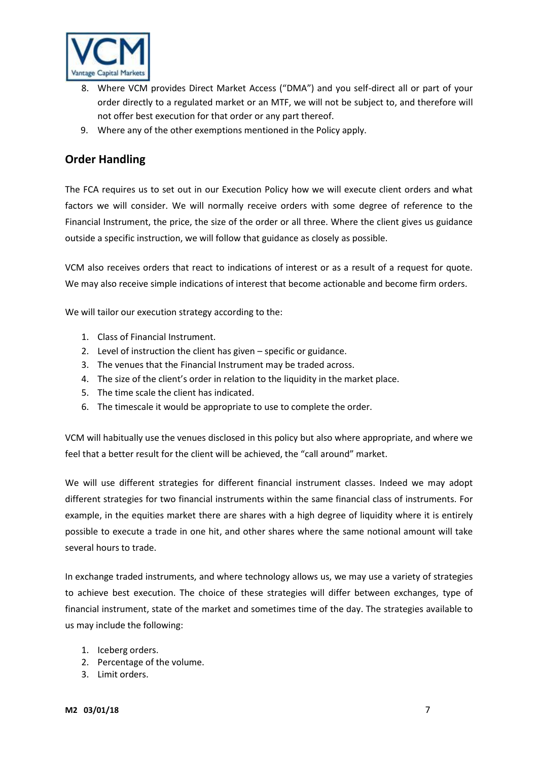8. Where VCM provides Direct Market Access ("DMA") and you self-direct all or part of your order directly to a regulated market or an MTF, we will not be subject to, and therefore will not offer best execution for that order or any part thereof.
9. Where any of the other exemptions mentioned in the Policy apply.

## Order Handling

The FCA requires us to set out in our Execution Policy how we will execute client orders and what factors we will consider. We will normally receive orders with some degree of reference to the Financial Instrument, the price, the size of the order or all three. Where the client gives us guidance outside a specific instruction, we will follow that guidance as closely as possible.

VCM also receives orders that react to indications of interest or as a result of a request for quote. We may also receive simple indications of interest that become actionable and become firm orders.

We will tailor our execution strategy according to the:

1. Class of Financial Instrument.
2. Level of instruction the client has given – specific or guidance.
3. The venues that the Financial Instrument may be traded across.
4. The size of the client's order in relation to the liquidity in the market place.
5. The time scale the client has indicated.
6. The timescale it would be appropriate to use to complete the order.

VCM will habitually use the venues disclosed in this policy but also where appropriate, and where we feel that a better result for the client will be achieved, the "call around" market.

We will use different strategies for different financial instrument classes. Indeed we may adopt different strategies for two financial instruments within the same financial class of instruments. For example, in the equities market there are shares with a high degree of liquidity where it is entirely possible to execute a trade in one hit, and other shares where the same notional amount will take several hours to trade.

In exchange traded instruments, and where technology allows us, we may use a variety of strategies to achieve best execution. The choice of these strategies will differ between exchanges, type of financial instrument, state of the market and sometimes time of the day. The strategies available to us may include the following:

1. Iceberg orders.
2. Percentage of the volume.
3. Limit orders.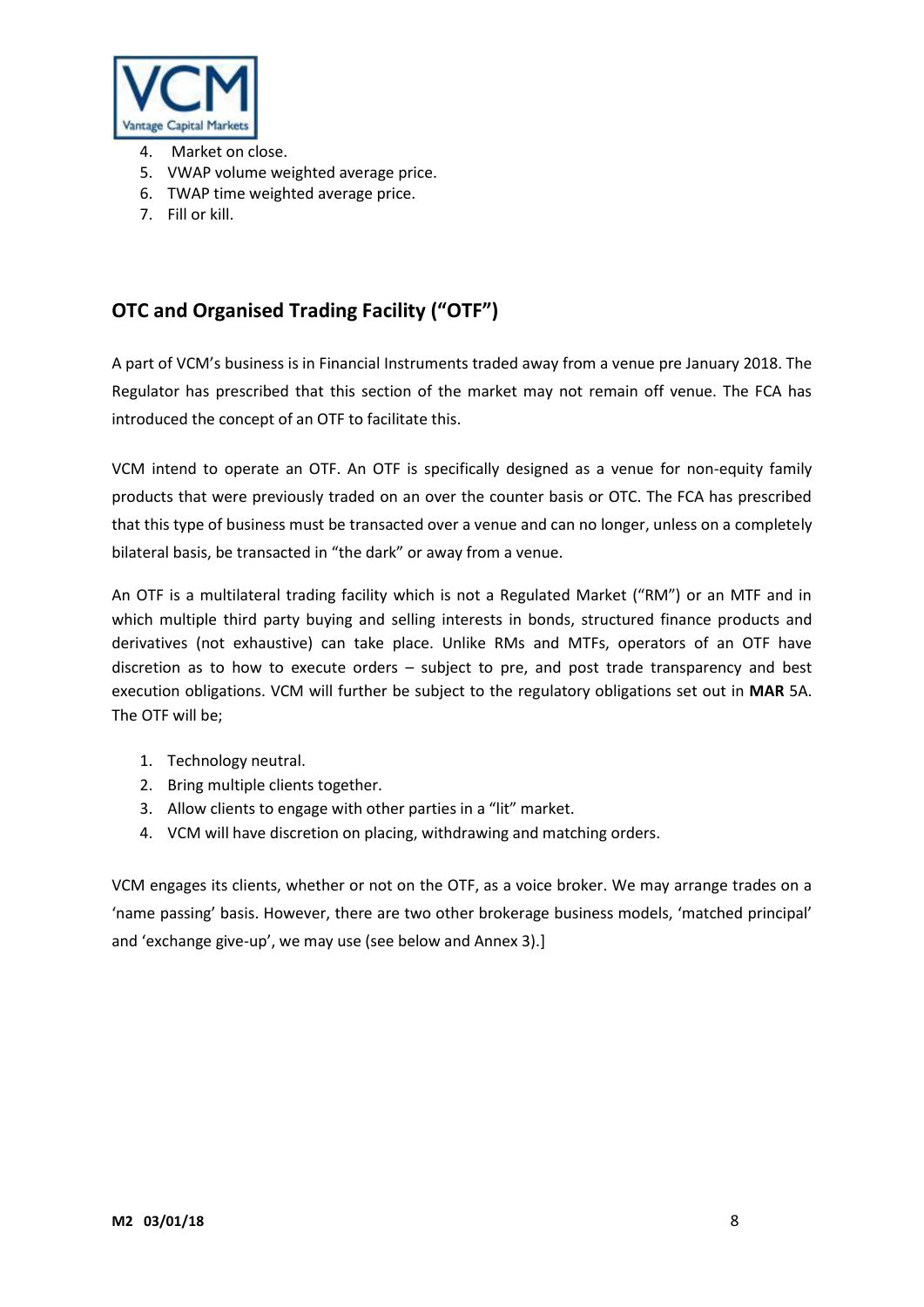4. Market on close.
5. VWAP volume weighted average price.
6. TWAP time weighted average price.
7. Fill or kill.

## OTC and Organised Trading Facility ("OTF")

A part of VCM's business is in Financial Instruments traded away from a venue pre January 2018. The Regulator has prescribed that this section of the market may not remain off venue. The FCA has introduced the concept of an OTF to facilitate this.

VCM intend to operate an OTF. An OTF is specifically designed as a venue for non-equity family products that were previously traded on an over the counter basis or OTC. The FCA has prescribed that this type of business must be transacted over a venue and can no longer, unless on a completely bilateral basis, be transacted in "the dark" or away from a venue.

An OTF is a multilateral trading facility which is not a Regulated Market ("RM") or an MTF and in which multiple third party buying and selling interests in bonds, structured finance products and derivatives (not exhaustive) can take place. Unlike RMs and MTFs, operators of an OTF have discretion as to how to execute orders – subject to pre, and post trade transparency and best execution obligations. VCM will further be subject to the regulatory obligations set out in **MAR** 5A. The OTF will be;

1. Technology neutral.
2. Bring multiple clients together.
3. Allow clients to engage with other parties in a "lit" market.
4. VCM will have discretion on placing, withdrawing and matching orders.

VCM engages its clients, whether or not on the OTF, as a voice broker. We may arrange trades on a 'name passing' basis. However, there are two other brokerage business models, 'matched principal' and 'exchange give-up', we may use (see below and Annex 3).]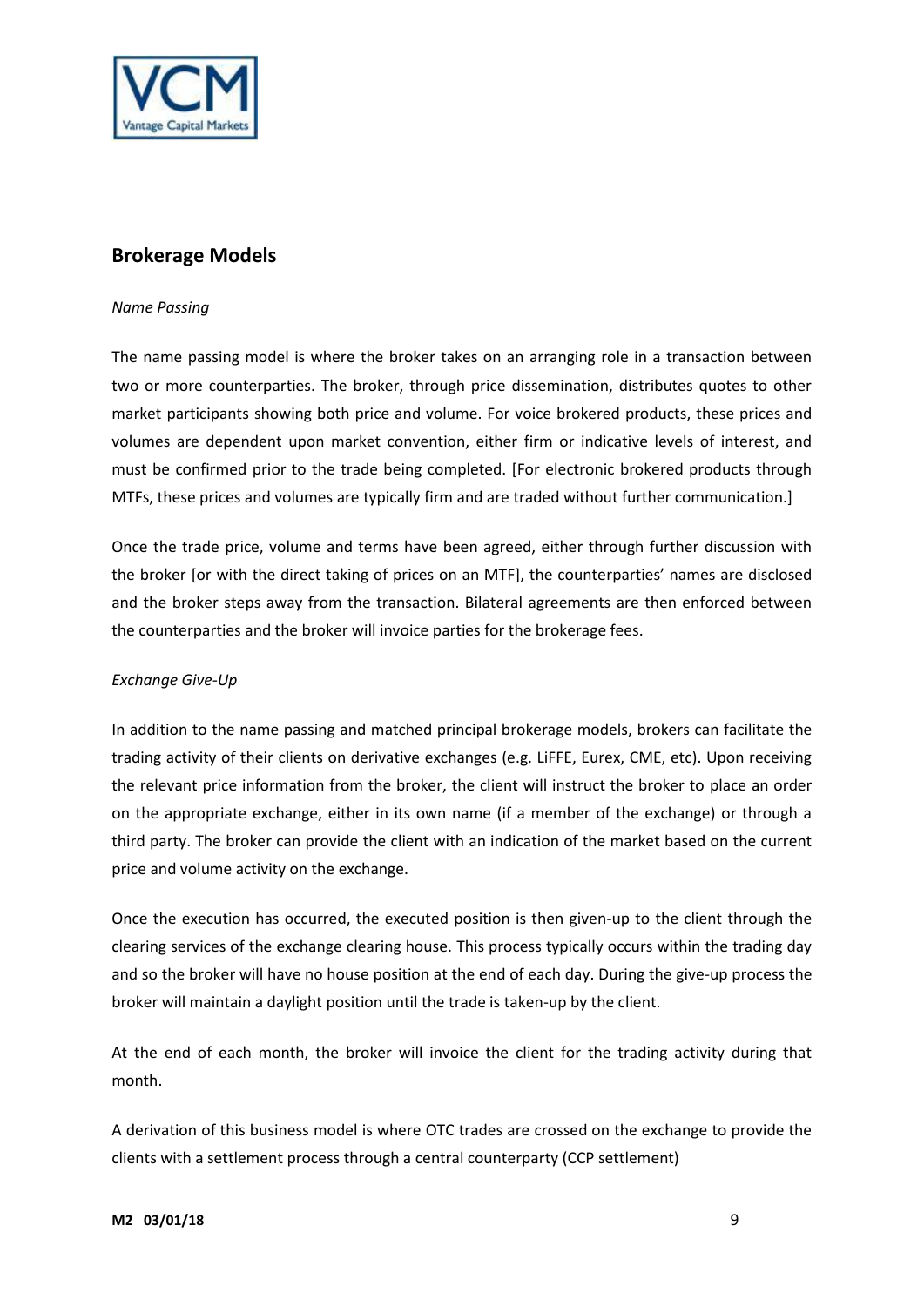## Brokerage Models

*Name Passing*

The name passing model is where the broker takes on an arranging role in a transaction between two or more counterparties. The broker, through price dissemination, distributes quotes to other market participants showing both price and volume. For voice brokered products, these prices and volumes are dependent upon market convention, either firm or indicative levels of interest, and must be confirmed prior to the trade being completed. [For electronic brokered products through MTFs, these prices and volumes are typically firm and are traded without further communication.]

Once the trade price, volume and terms have been agreed, either through further discussion with the broker [or with the direct taking of prices on an MTF], the counterparties' names are disclosed and the broker steps away from the transaction. Bilateral agreements are then enforced between the counterparties and the broker will invoice parties for the brokerage fees.

*Exchange Give-Up*

In addition to the name passing and matched principal brokerage models, brokers can facilitate the trading activity of their clients on derivative exchanges (e.g. LiFFE, Eurex, CME, etc). Upon receiving the relevant price information from the broker, the client will instruct the broker to place an order on the appropriate exchange, either in its own name (if a member of the exchange) or through a third party. The broker can provide the client with an indication of the market based on the current price and volume activity on the exchange.

Once the execution has occurred, the executed position is then given-up to the client through the clearing services of the exchange clearing house. This process typically occurs within the trading day and so the broker will have no house position at the end of each day. During the give-up process the broker will maintain a daylight position until the trade is taken-up by the client.

At the end of each month, the broker will invoice the client for the trading activity during that month.

A derivation of this business model is where OTC trades are crossed on the exchange to provide the clients with a settlement process through a central counterparty (CCP settlement)

**M2 03/01/18**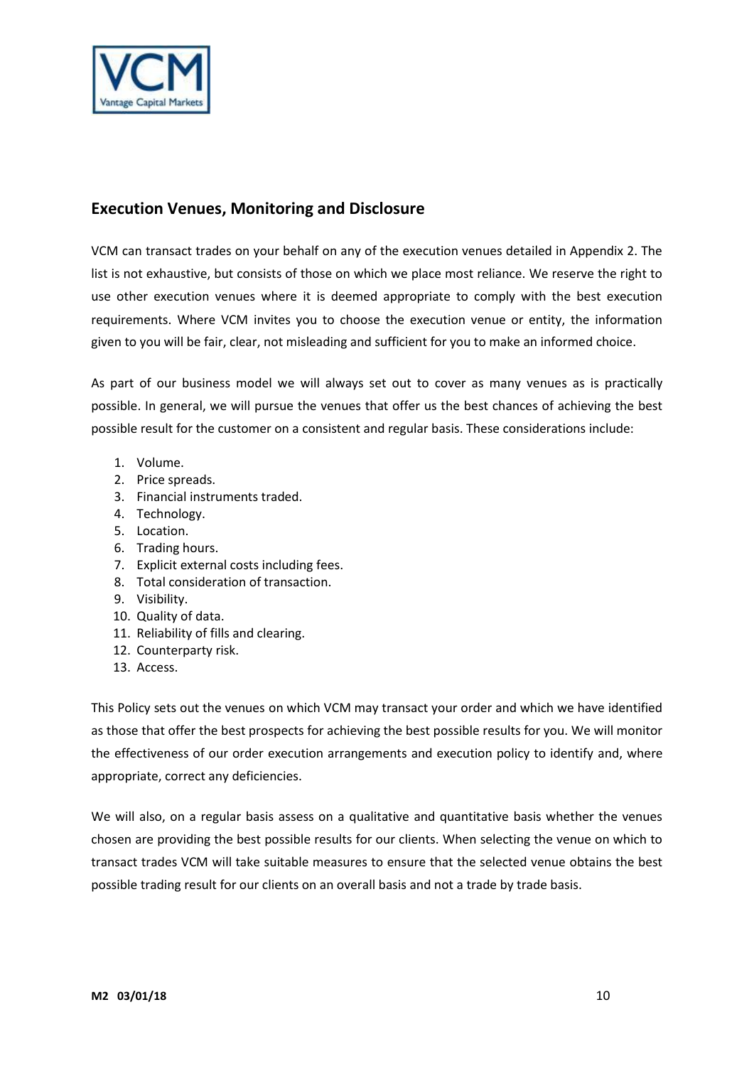## Execution Venues, Monitoring and Disclosure

VCM can transact trades on your behalf on any of the execution venues detailed in Appendix 2. The list is not exhaustive, but consists of those on which we place most reliance. We reserve the right to use other execution venues where it is deemed appropriate to comply with the best execution requirements. Where VCM invites you to choose the execution venue or entity, the information given to you will be fair, clear, not misleading and sufficient for you to make an informed choice.

As part of our business model we will always set out to cover as many venues as is practically possible. In general, we will pursue the venues that offer us the best chances of achieving the best possible result for the customer on a consistent and regular basis. These considerations include:

1. Volume.
2. Price spreads.
3. Financial instruments traded.
4. Technology.
5. Location.
6. Trading hours.
7. Explicit external costs including fees.
8. Total consideration of transaction.
9. Visibility.
10. Quality of data.
11. Reliability of fills and clearing.
12. Counterparty risk.
13. Access.

This Policy sets out the venues on which VCM may transact your order and which we have identified as those that offer the best prospects for achieving the best possible results for you. We will monitor the effectiveness of our order execution arrangements and execution policy to identify and, where appropriate, correct any deficiencies.

We will also, on a regular basis assess on a qualitative and quantitative basis whether the venues chosen are providing the best possible results for our clients. When selecting the venue on which to transact trades VCM will take suitable measures to ensure that the selected venue obtains the best possible trading result for our clients on an overall basis and not a trade by trade basis.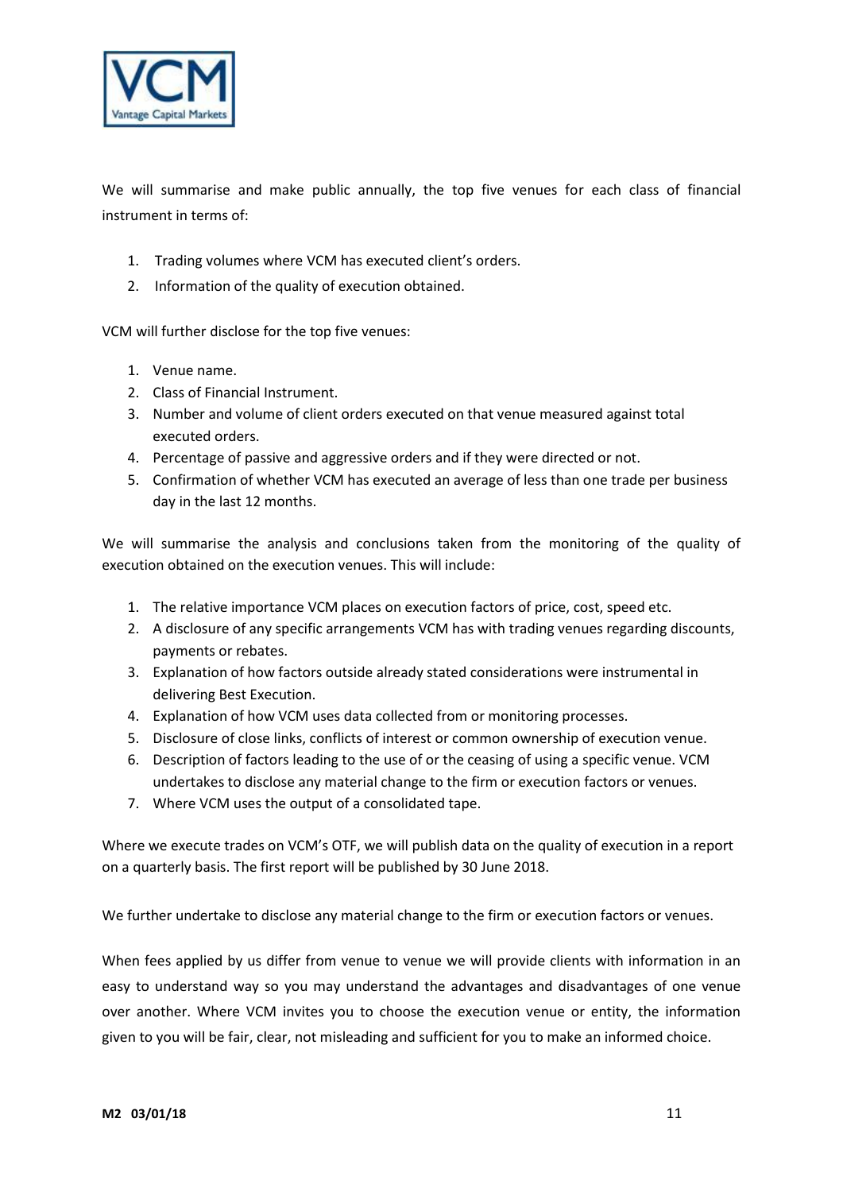We will summarise and make public annually, the top five venues for each class of financial instrument in terms of:

1. Trading volumes where VCM has executed client's orders.
2. Information of the quality of execution obtained.

VCM will further disclose for the top five venues:

1. Venue name.
2. Class of Financial Instrument.
3. Number and volume of client orders executed on that venue measured against total executed orders.
4. Percentage of passive and aggressive orders and if they were directed or not.
5. Confirmation of whether VCM has executed an average of less than one trade per business day in the last 12 months.

We will summarise the analysis and conclusions taken from the monitoring of the quality of execution obtained on the execution venues. This will include:

1. The relative importance VCM places on execution factors of price, cost, speed etc.
2. A disclosure of any specific arrangements VCM has with trading venues regarding discounts, payments or rebates.
3. Explanation of how factors outside already stated considerations were instrumental in delivering Best Execution.
4. Explanation of how VCM uses data collected from or monitoring processes.
5. Disclosure of close links, conflicts of interest or common ownership of execution venue.
6. Description of factors leading to the use of or the ceasing of using a specific venue. VCM undertakes to disclose any material change to the firm or execution factors or venues.
7. Where VCM uses the output of a consolidated tape.

Where we execute trades on VCM's OTF, we will publish data on the quality of execution in a report on a quarterly basis. The first report will be published by 30 June 2018.

We further undertake to disclose any material change to the firm or execution factors or venues.

When fees applied by us differ from venue to venue we will provide clients with information in an easy to understand way so you may understand the advantages and disadvantages of one venue over another. Where VCM invites you to choose the execution venue or entity, the information given to you will be fair, clear, not misleading and sufficient for you to make an informed choice.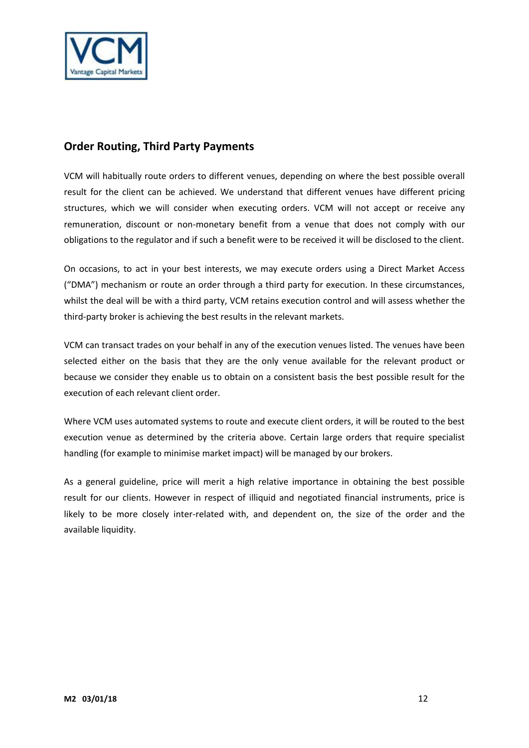## Order Routing, Third Party Payments

VCM will habitually route orders to different venues, depending on where the best possible overall result for the client can be achieved. We understand that different venues have different pricing structures, which we will consider when executing orders. VCM will not accept or receive any remuneration, discount or non-monetary benefit from a venue that does not comply with our obligations to the regulator and if such a benefit were to be received it will be disclosed to the client.

On occasions, to act in your best interests, we may execute orders using a Direct Market Access ("DMA") mechanism or route an order through a third party for execution. In these circumstances, whilst the deal will be with a third party, VCM retains execution control and will assess whether the third-party broker is achieving the best results in the relevant markets.

VCM can transact trades on your behalf in any of the execution venues listed. The venues have been selected either on the basis that they are the only venue available for the relevant product or because we consider they enable us to obtain on a consistent basis the best possible result for the execution of each relevant client order.

Where VCM uses automated systems to route and execute client orders, it will be routed to the best execution venue as determined by the criteria above. Certain large orders that require specialist handling (for example to minimise market impact) will be managed by our brokers.

As a general guideline, price will merit a high relative importance in obtaining the best possible result for our clients. However in respect of illiquid and negotiated financial instruments, price is likely to be more closely inter-related with, and dependent on, the size of the order and the available liquidity.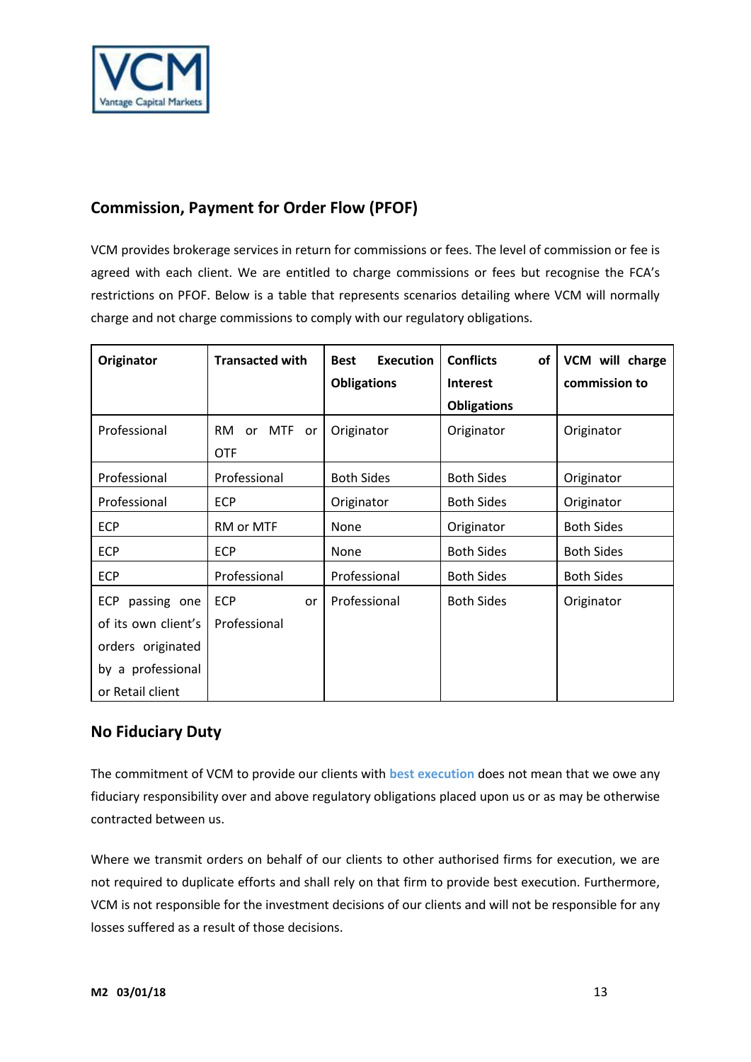## Commission, Payment for Order Flow (PFOF)

VCM provides brokerage services in return for commissions or fees. The level of commission or fee is agreed with each client. We are entitled to charge commissions or fees but recognise the FCA's restrictions on PFOF. Below is a table that represents scenarios detailing where VCM will normally charge and not charge commissions to comply with our regulatory obligations.

| Originator | Transacted with | Best Execution Obligations | Conflicts of Interest Obligations | VCM will charge commission to |
|---|---|---|---|---|
| Professional | RM or MTF or OTF | Originator | Originator | Originator |
| Professional | Professional | Both Sides | Both Sides | Originator |
| Professional | ECP | Originator | Both Sides | Originator |
| ECP | RM or MTF | None | Originator | Both Sides |
| ECP | ECP | None | Both Sides | Both Sides |
| ECP | Professional | Professional | Both Sides | Both Sides |
| ECP passing one of its own client's orders originated by a professional or Retail client | ECP or Professional | Professional | Both Sides | Originator |

## No Fiduciary Duty

The commitment of VCM to provide our clients with best execution does not mean that we owe any fiduciary responsibility over and above regulatory obligations placed upon us or as may be otherwise contracted between us.

Where we transmit orders on behalf of our clients to other authorised firms for execution, we are not required to duplicate efforts and shall rely on that firm to provide best execution. Furthermore, VCM is not responsible for the investment decisions of our clients and will not be responsible for any losses suffered as a result of those decisions.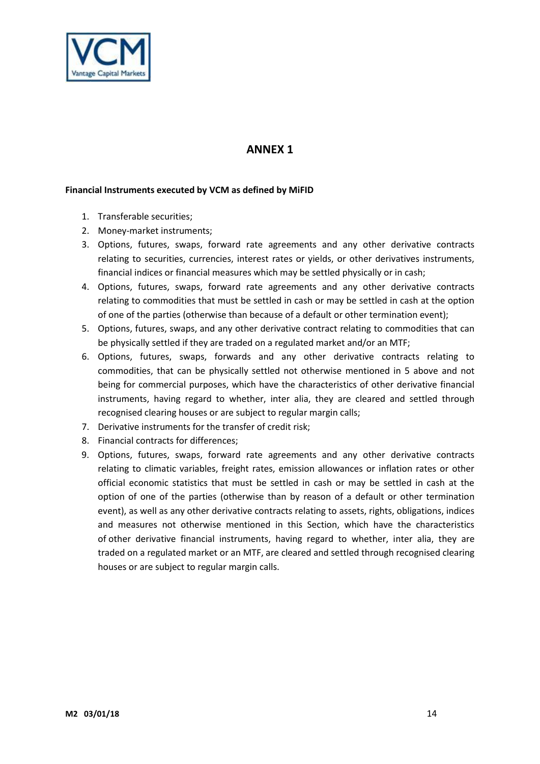## ANNEX 1

**Financial Instruments executed by VCM as defined by MiFID**

1. Transferable securities;
2. Money-market instruments;
3. Options, futures, swaps, forward rate agreements and any other derivative contracts relating to securities, currencies, interest rates or yields, or other derivatives instruments, financial indices or financial measures which may be settled physically or in cash;
4. Options, futures, swaps, forward rate agreements and any other derivative contracts relating to commodities that must be settled in cash or may be settled in cash at the option of one of the parties (otherwise than because of a default or other termination event);
5. Options, futures, swaps, and any other derivative contract relating to commodities that can be physically settled if they are traded on a regulated market and/or an MTF;
6. Options, futures, swaps, forwards and any other derivative contracts relating to commodities, that can be physically settled not otherwise mentioned in 5 above and not being for commercial purposes, which have the characteristics of other derivative financial instruments, having regard to whether, inter alia, they are cleared and settled through recognised clearing houses or are subject to regular margin calls;
7. Derivative instruments for the transfer of credit risk;
8. Financial contracts for differences;
9. Options, futures, swaps, forward rate agreements and any other derivative contracts relating to climatic variables, freight rates, emission allowances or inflation rates or other official economic statistics that must be settled in cash or may be settled in cash at the option of one of the parties (otherwise than by reason of a default or other termination event), as well as any other derivative contracts relating to assets, rights, obligations, indices and measures not otherwise mentioned in this Section, which have the characteristics of other derivative financial instruments, having regard to whether, inter alia, they are traded on a regulated market or an MTF, are cleared and settled through recognised clearing houses or are subject to regular margin calls.

**M2 03/01/18**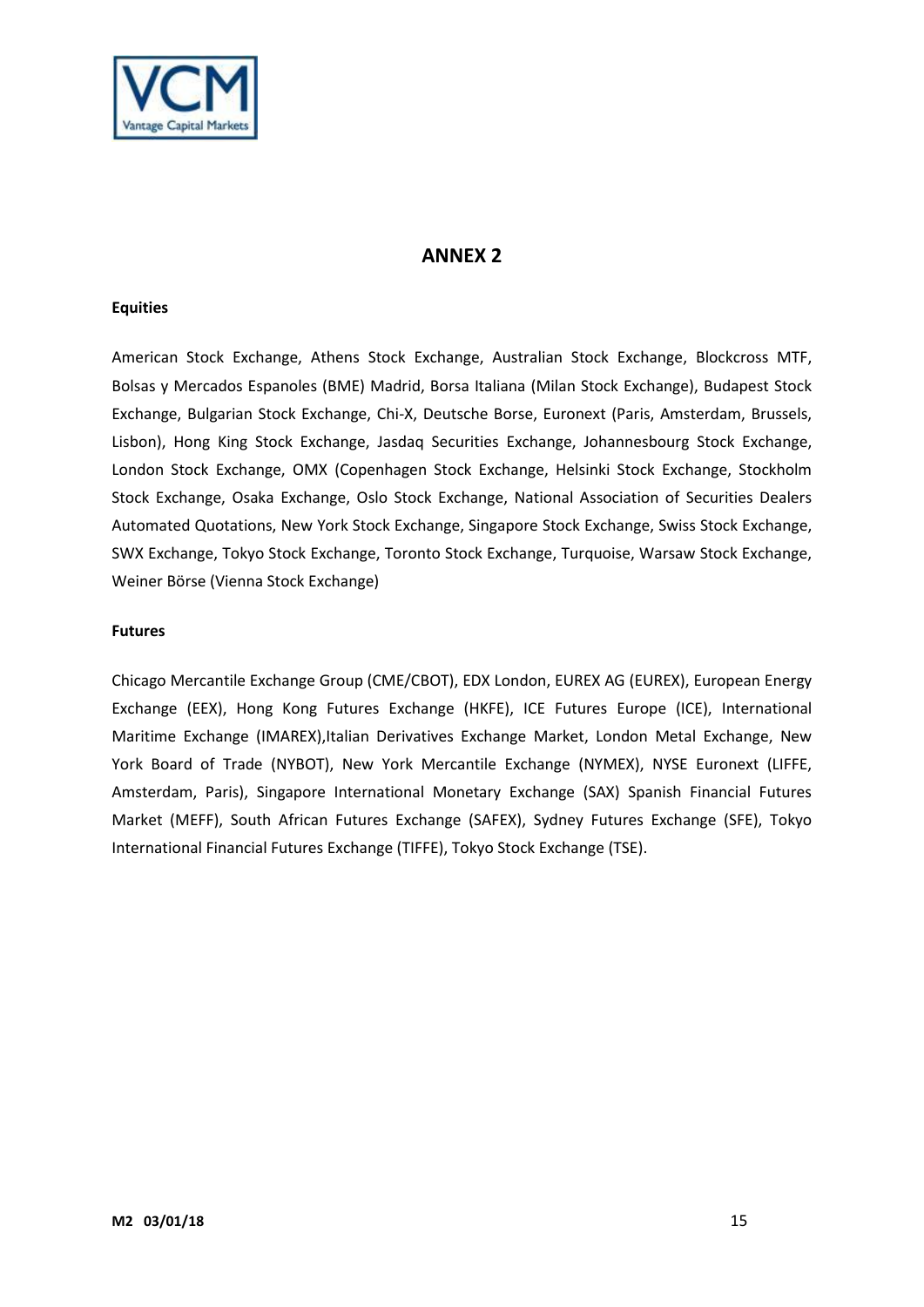# ANNEX 2

**Equities**

American Stock Exchange, Athens Stock Exchange, Australian Stock Exchange, Blockcross MTF, Bolsas y Mercados Espanoles (BME) Madrid, Borsa Italiana (Milan Stock Exchange), Budapest Stock Exchange, Bulgarian Stock Exchange, Chi-X, Deutsche Borse, Euronext (Paris, Amsterdam, Brussels, Lisbon), Hong King Stock Exchange, Jasdaq Securities Exchange, Johannesbourg Stock Exchange, London Stock Exchange, OMX (Copenhagen Stock Exchange, Helsinki Stock Exchange, Stockholm Stock Exchange, Osaka Exchange, Oslo Stock Exchange, National Association of Securities Dealers Automated Quotations, New York Stock Exchange, Singapore Stock Exchange, Swiss Stock Exchange, SWX Exchange, Tokyo Stock Exchange, Toronto Stock Exchange, Turquoise, Warsaw Stock Exchange, Weiner Börse (Vienna Stock Exchange)

**Futures**

Chicago Mercantile Exchange Group (CME/CBOT), EDX London, EUREX AG (EUREX), European Energy Exchange (EEX), Hong Kong Futures Exchange (HKFE), ICE Futures Europe (ICE), International Maritime Exchange (IMAREX),Italian Derivatives Exchange Market, London Metal Exchange, New York Board of Trade (NYBOT), New York Mercantile Exchange (NYMEX), NYSE Euronext (LIFFE, Amsterdam, Paris), Singapore International Monetary Exchange (SAX) Spanish Financial Futures Market (MEFF), South African Futures Exchange (SAFEX), Sydney Futures Exchange (SFE), Tokyo International Financial Futures Exchange (TIFFE), Tokyo Stock Exchange (TSE).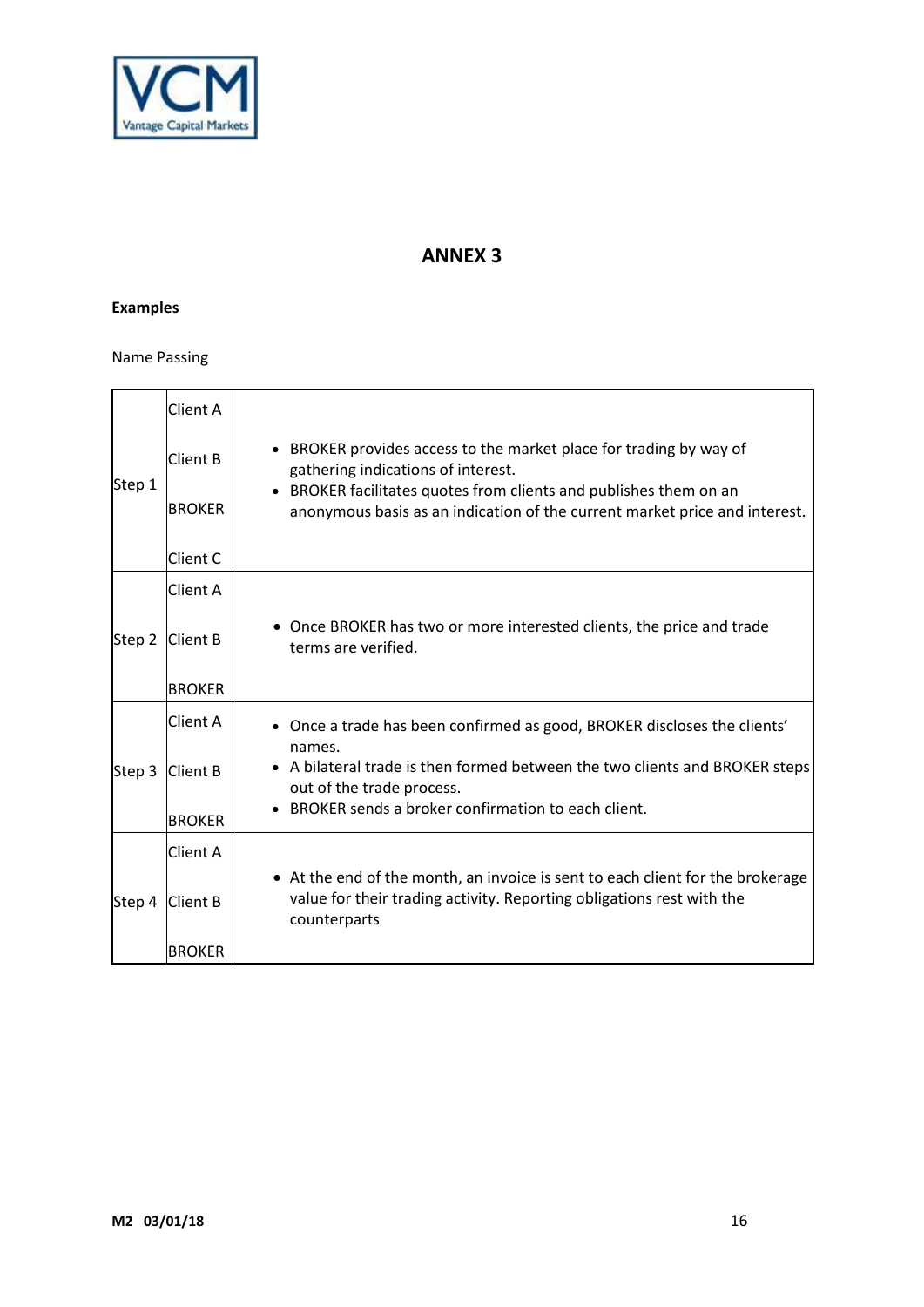## ANNEX 3

**Examples**

Name Passing

| | | |
|---|---|---|
| Step 1 | Client A<br>Client B<br>BROKER<br>Client C | • BROKER provides access to the market place for trading by way of gathering indications of interest.<br>• BROKER facilitates quotes from clients and publishes them on an anonymous basis as an indication of the current market price and interest. |
| Step 2 | Client A<br>Client B<br>BROKER | • Once BROKER has two or more interested clients, the price and trade terms are verified. |
| Step 3 | Client A<br>Client B<br>BROKER | • Once a trade has been confirmed as good, BROKER discloses the clients' names.<br>• A bilateral trade is then formed between the two clients and BROKER steps out of the trade process.<br>• BROKER sends a broker confirmation to each client. |
| Step 4 | Client A<br>Client B<br>BROKER | • At the end of the month, an invoice is sent to each client for the brokerage value for their trading activity. Reporting obligations rest with the counterparts |

**M2 03/01/18**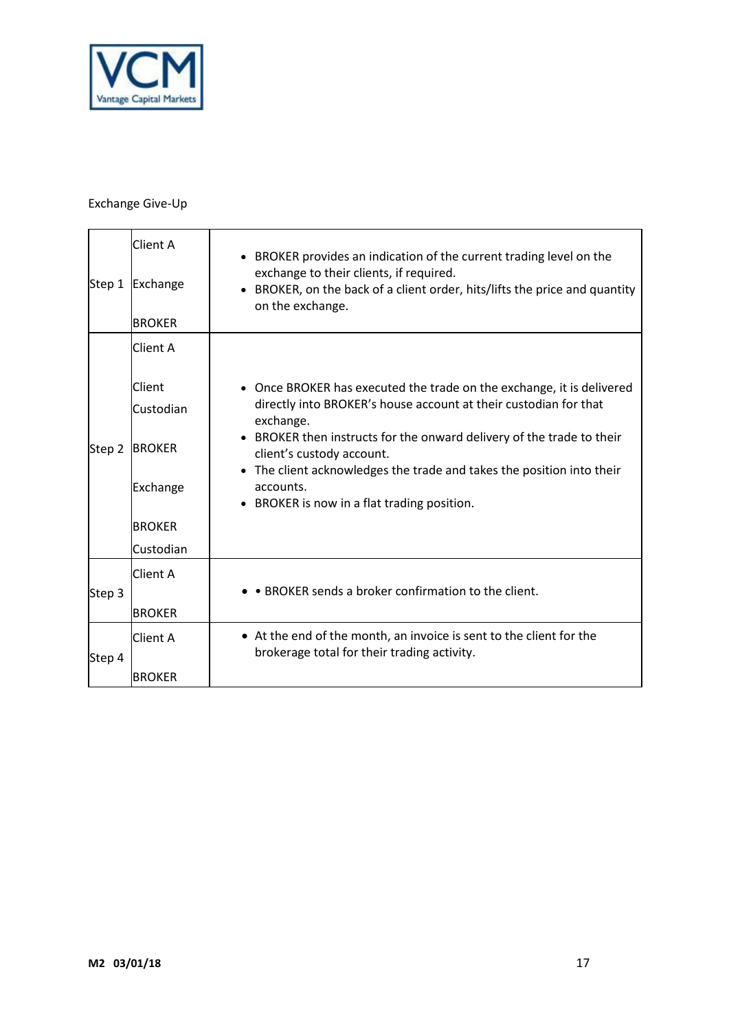Exchange Give-Up

| | | |
|---|---|---|
| Step 1 | Client A<br><br>Exchange<br><br>BROKER | • BROKER provides an indication of the current trading level on the exchange to their clients, if required.<br>• BROKER, on the back of a client order, hits/lifts the price and quantity on the exchange. |
| Step 2 | Client A<br><br>Client Custodian<br><br>BROKER<br><br>Exchange<br><br>BROKER Custodian | • Once BROKER has executed the trade on the exchange, it is delivered directly into BROKER's house account at their custodian for that exchange.<br>• BROKER then instructs for the onward delivery of the trade to their client's custody account.<br>• The client acknowledges the trade and takes the position into their accounts.<br>• BROKER is now in a flat trading position. |
| Step 3 | Client A<br><br>BROKER | • • BROKER sends a broker confirmation to the client. |
| Step 4 | Client A<br><br>BROKER | • At the end of the month, an invoice is sent to the client for the brokerage total for their trading activity. |

**M2 03/01/18**